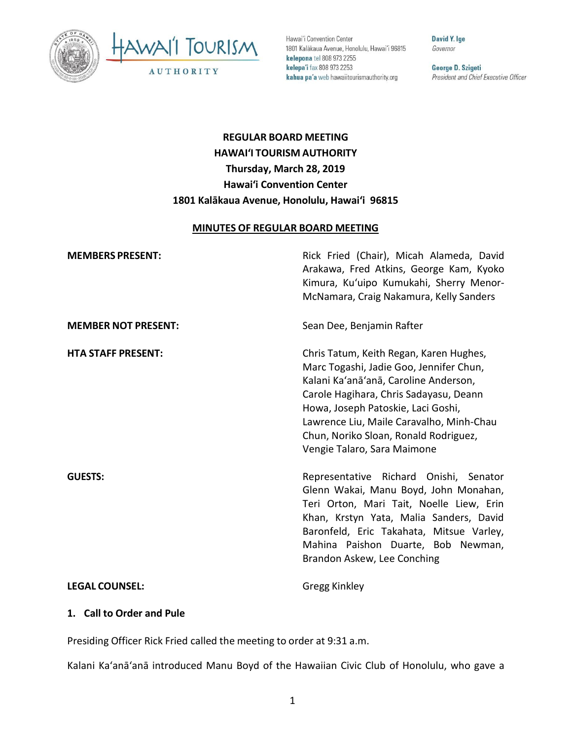Hawaiʻi Convention Center
1801 Kalākaua Avenue, Honolulu, Hawaiʻi 96815
**kelepona** tel 808 973 2255
**kelepaʻi** fax 808 973 2253
**kahua paʻa** web hawaiitourismauthority.org

**David Y. Ige**
*Governor*

**George D. Szigeti**
*President and Chief Executive Officer*

# REGULAR BOARD MEETING
# HAWAIʻI TOURISM AUTHORITY
# Thursday, March 28, 2019
# Hawaiʻi Convention Center
# 1801 Kalākaua Avenue, Honolulu, Hawaiʻi 96815

## MINUTES OF REGULAR BOARD MEETING

| | |
|---|---|
| **MEMBERS PRESENT:** | Rick Fried (Chair), Micah Alameda, David Arakawa, Fred Atkins, George Kam, Kyoko Kimura, Kuʻuipo Kumukahi, Sherry Menor-McNamara, Craig Nakamura, Kelly Sanders |
| **MEMBER NOT PRESENT:** | Sean Dee, Benjamin Rafter |
| **HTA STAFF PRESENT:** | Chris Tatum, Keith Regan, Karen Hughes, Marc Togashi, Jadie Goo, Jennifer Chun, Kalani Kaʻanāʻanā, Caroline Anderson, Carole Hagihara, Chris Sadayasu, Deann Howa, Joseph Patoskie, Laci Goshi, Lawrence Liu, Maile Caravalho, Minh-Chau Chun, Noriko Sloan, Ronald Rodriguez, Vengie Talaro, Sara Maimone |
| **GUESTS:** | Representative Richard Onishi, Senator Glenn Wakai, Manu Boyd, John Monahan, Teri Orton, Mari Tait, Noelle Liew, Erin Khan, Krstyn Yata, Malia Sanders, David Baronfeld, Eric Takahata, Mitsue Varley, Mahina Paishon Duarte, Bob Newman, Brandon Askew, Lee Conching |
| **LEGAL COUNSEL:** | Gregg Kinkley |

### 1. Call to Order and Pule

Presiding Officer Rick Fried called the meeting to order at 9:31 a.m.

Kalani Kaʻanāʻanā introduced Manu Boyd of the Hawaiian Civic Club of Honolulu, who gave a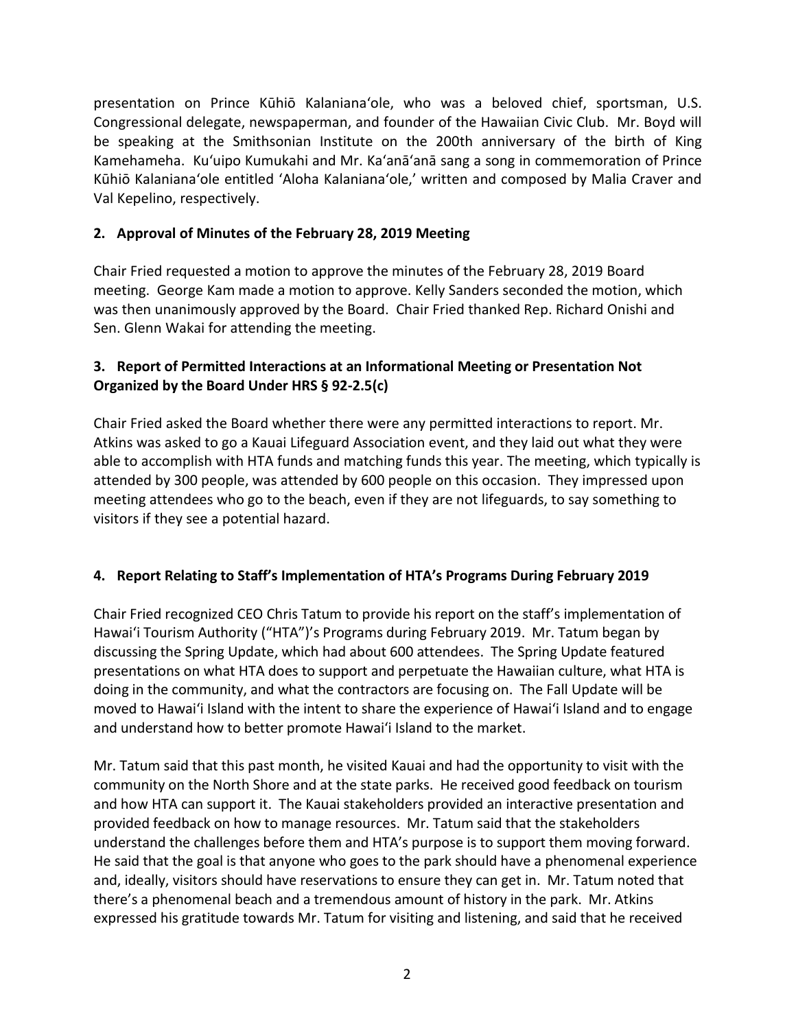presentation on Prince Kūhiō Kalanianaʻole, who was a beloved chief, sportsman, U.S. Congressional delegate, newspaperman, and founder of the Hawaiian Civic Club. Mr. Boyd will be speaking at the Smithsonian Institute on the 200th anniversary of the birth of King Kamehameha. Kuʻuipo Kumukahi and Mr. Kaʻanāʻanā sang a song in commemoration of Prince Kūhiō Kalanianaʻole entitled ʻAloha Kalanianaʻole,' written and composed by Malia Craver and Val Kepelino, respectively.

## 2. Approval of Minutes of the February 28, 2019 Meeting

Chair Fried requested a motion to approve the minutes of the February 28, 2019 Board meeting. George Kam made a motion to approve. Kelly Sanders seconded the motion, which was then unanimously approved by the Board. Chair Fried thanked Rep. Richard Onishi and Sen. Glenn Wakai for attending the meeting.

## 3. Report of Permitted Interactions at an Informational Meeting or Presentation Not Organized by the Board Under HRS § 92-2.5(c)

Chair Fried asked the Board whether there were any permitted interactions to report. Mr. Atkins was asked to go a Kauai Lifeguard Association event, and they laid out what they were able to accomplish with HTA funds and matching funds this year. The meeting, which typically is attended by 300 people, was attended by 600 people on this occasion. They impressed upon meeting attendees who go to the beach, even if they are not lifeguards, to say something to visitors if they see a potential hazard.

## 4. Report Relating to Staff's Implementation of HTA's Programs During February 2019

Chair Fried recognized CEO Chris Tatum to provide his report on the staff's implementation of Hawaiʻi Tourism Authority ("HTA")'s Programs during February 2019. Mr. Tatum began by discussing the Spring Update, which had about 600 attendees. The Spring Update featured presentations on what HTA does to support and perpetuate the Hawaiian culture, what HTA is doing in the community, and what the contractors are focusing on. The Fall Update will be moved to Hawaiʻi Island with the intent to share the experience of Hawaiʻi Island and to engage and understand how to better promote Hawaiʻi Island to the market.

Mr. Tatum said that this past month, he visited Kauai and had the opportunity to visit with the community on the North Shore and at the state parks. He received good feedback on tourism and how HTA can support it. The Kauai stakeholders provided an interactive presentation and provided feedback on how to manage resources. Mr. Tatum said that the stakeholders understand the challenges before them and HTA's purpose is to support them moving forward. He said that the goal is that anyone who goes to the park should have a phenomenal experience and, ideally, visitors should have reservations to ensure they can get in. Mr. Tatum noted that there's a phenomenal beach and a tremendous amount of history in the park. Mr. Atkins expressed his gratitude towards Mr. Tatum for visiting and listening, and said that he received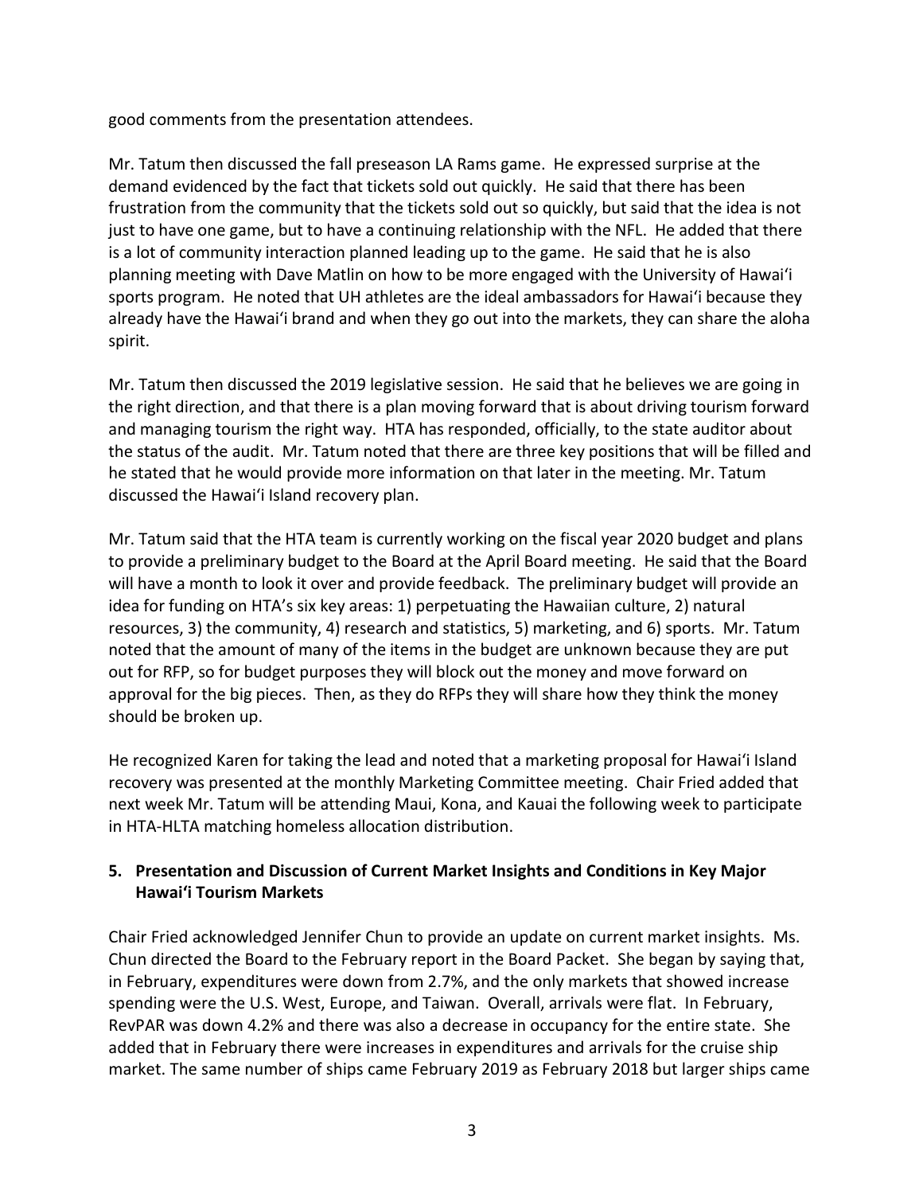good comments from the presentation attendees.

Mr. Tatum then discussed the fall preseason LA Rams game. He expressed surprise at the demand evidenced by the fact that tickets sold out quickly. He said that there has been frustration from the community that the tickets sold out so quickly, but said that the idea is not just to have one game, but to have a continuing relationship with the NFL. He added that there is a lot of community interaction planned leading up to the game. He said that he is also planning meeting with Dave Matlin on how to be more engaged with the University of Hawaiʻi sports program. He noted that UH athletes are the ideal ambassadors for Hawaiʻi because they already have the Hawaiʻi brand and when they go out into the markets, they can share the aloha spirit.

Mr. Tatum then discussed the 2019 legislative session. He said that he believes we are going in the right direction, and that there is a plan moving forward that is about driving tourism forward and managing tourism the right way. HTA has responded, officially, to the state auditor about the status of the audit. Mr. Tatum noted that there are three key positions that will be filled and he stated that he would provide more information on that later in the meeting. Mr. Tatum discussed the Hawaiʻi Island recovery plan.

Mr. Tatum said that the HTA team is currently working on the fiscal year 2020 budget and plans to provide a preliminary budget to the Board at the April Board meeting. He said that the Board will have a month to look it over and provide feedback. The preliminary budget will provide an idea for funding on HTA's six key areas: 1) perpetuating the Hawaiian culture, 2) natural resources, 3) the community, 4) research and statistics, 5) marketing, and 6) sports. Mr. Tatum noted that the amount of many of the items in the budget are unknown because they are put out for RFP, so for budget purposes they will block out the money and move forward on approval for the big pieces. Then, as they do RFPs they will share how they think the money should be broken up.

He recognized Karen for taking the lead and noted that a marketing proposal for Hawaiʻi Island recovery was presented at the monthly Marketing Committee meeting. Chair Fried added that next week Mr. Tatum will be attending Maui, Kona, and Kauai the following week to participate in HTA-HLTA matching homeless allocation distribution.

**5. Presentation and Discussion of Current Market Insights and Conditions in Key Major Hawaiʻi Tourism Markets**

Chair Fried acknowledged Jennifer Chun to provide an update on current market insights. Ms. Chun directed the Board to the February report in the Board Packet. She began by saying that, in February, expenditures were down from 2.7%, and the only markets that showed increase spending were the U.S. West, Europe, and Taiwan. Overall, arrivals were flat. In February, RevPAR was down 4.2% and there was also a decrease in occupancy for the entire state. She added that in February there were increases in expenditures and arrivals for the cruise ship market. The same number of ships came February 2019 as February 2018 but larger ships came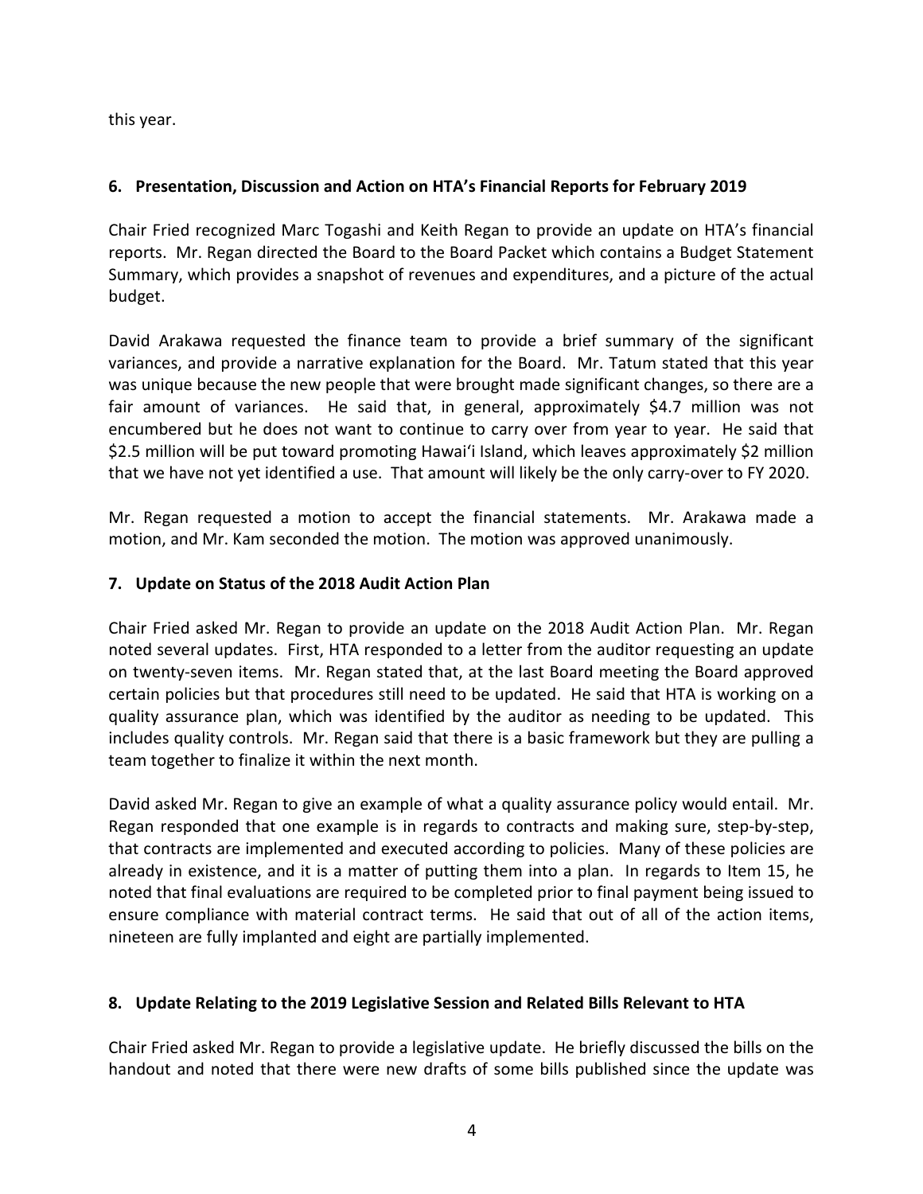this year.

### 6. Presentation, Discussion and Action on HTA's Financial Reports for February 2019

Chair Fried recognized Marc Togashi and Keith Regan to provide an update on HTA's financial reports. Mr. Regan directed the Board to the Board Packet which contains a Budget Statement Summary, which provides a snapshot of revenues and expenditures, and a picture of the actual budget.

David Arakawa requested the finance team to provide a brief summary of the significant variances, and provide a narrative explanation for the Board. Mr. Tatum stated that this year was unique because the new people that were brought made significant changes, so there are a fair amount of variances. He said that, in general, approximately $4.7 million was not encumbered but he does not want to continue to carry over from year to year. He said that $2.5 million will be put toward promoting Hawaiʻi Island, which leaves approximately $2 million that we have not yet identified a use. That amount will likely be the only carry-over to FY 2020.

Mr. Regan requested a motion to accept the financial statements. Mr. Arakawa made a motion, and Mr. Kam seconded the motion. The motion was approved unanimously.

### 7. Update on Status of the 2018 Audit Action Plan

Chair Fried asked Mr. Regan to provide an update on the 2018 Audit Action Plan. Mr. Regan noted several updates. First, HTA responded to a letter from the auditor requesting an update on twenty-seven items. Mr. Regan stated that, at the last Board meeting the Board approved certain policies but that procedures still need to be updated. He said that HTA is working on a quality assurance plan, which was identified by the auditor as needing to be updated. This includes quality controls. Mr. Regan said that there is a basic framework but they are pulling a team together to finalize it within the next month.

David asked Mr. Regan to give an example of what a quality assurance policy would entail. Mr. Regan responded that one example is in regards to contracts and making sure, step-by-step, that contracts are implemented and executed according to policies. Many of these policies are already in existence, and it is a matter of putting them into a plan. In regards to Item 15, he noted that final evaluations are required to be completed prior to final payment being issued to ensure compliance with material contract terms. He said that out of all of the action items, nineteen are fully implanted and eight are partially implemented.

### 8. Update Relating to the 2019 Legislative Session and Related Bills Relevant to HTA

Chair Fried asked Mr. Regan to provide a legislative update. He briefly discussed the bills on the handout and noted that there were new drafts of some bills published since the update was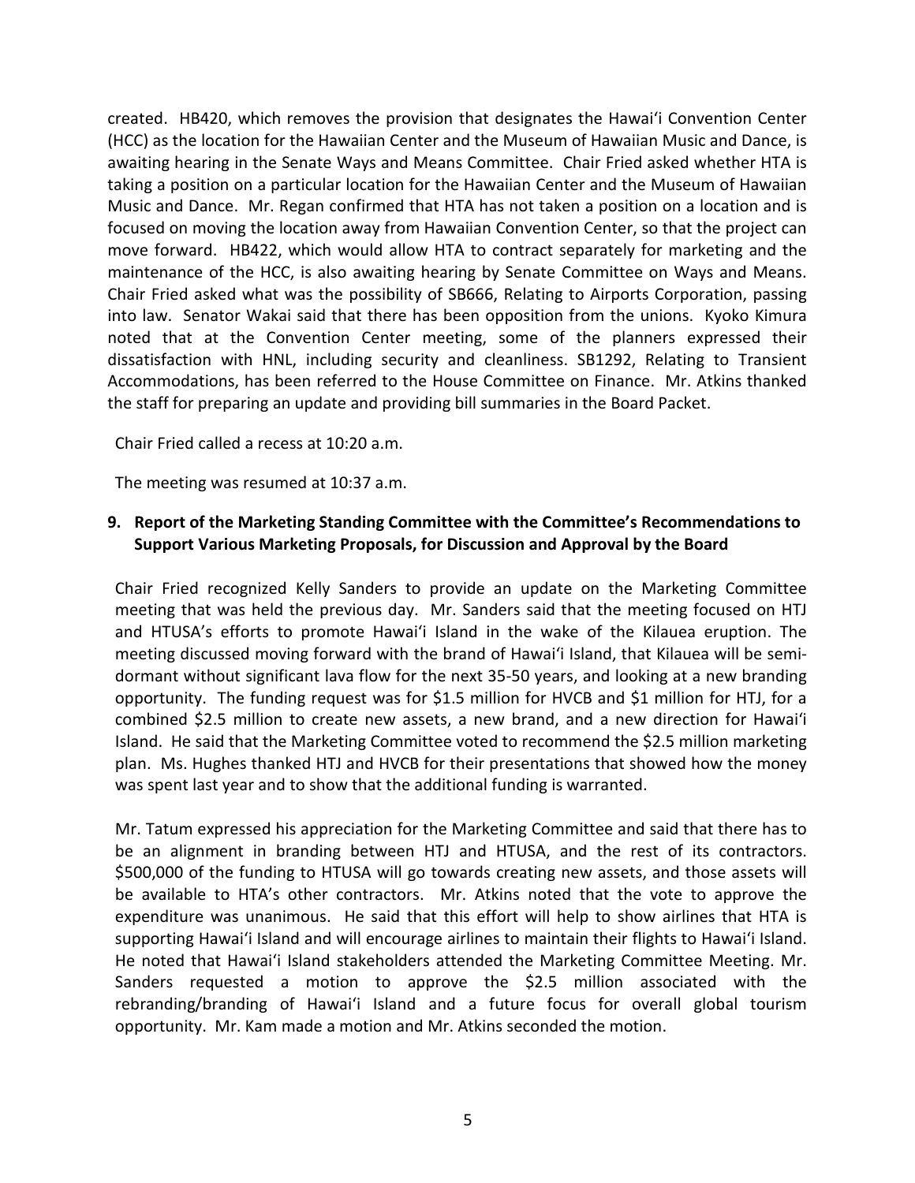created. HB420, which removes the provision that designates the Hawaiʻi Convention Center (HCC) as the location for the Hawaiian Center and the Museum of Hawaiian Music and Dance, is awaiting hearing in the Senate Ways and Means Committee. Chair Fried asked whether HTA is taking a position on a particular location for the Hawaiian Center and the Museum of Hawaiian Music and Dance. Mr. Regan confirmed that HTA has not taken a position on a location and is focused on moving the location away from Hawaiian Convention Center, so that the project can move forward. HB422, which would allow HTA to contract separately for marketing and the maintenance of the HCC, is also awaiting hearing by Senate Committee on Ways and Means. Chair Fried asked what was the possibility of SB666, Relating to Airports Corporation, passing into law. Senator Wakai said that there has been opposition from the unions. Kyoko Kimura noted that at the Convention Center meeting, some of the planners expressed their dissatisfaction with HNL, including security and cleanliness. SB1292, Relating to Transient Accommodations, has been referred to the House Committee on Finance. Mr. Atkins thanked the staff for preparing an update and providing bill summaries in the Board Packet.

Chair Fried called a recess at 10:20 a.m.

The meeting was resumed at 10:37 a.m.

**9. Report of the Marketing Standing Committee with the Committee's Recommendations to Support Various Marketing Proposals, for Discussion and Approval by the Board**

Chair Fried recognized Kelly Sanders to provide an update on the Marketing Committee meeting that was held the previous day. Mr. Sanders said that the meeting focused on HTJ and HTUSA's efforts to promote Hawaiʻi Island in the wake of the Kilauea eruption. The meeting discussed moving forward with the brand of Hawaiʻi Island, that Kilauea will be semi-dormant without significant lava flow for the next 35-50 years, and looking at a new branding opportunity. The funding request was for $1.5 million for HVCB and $1 million for HTJ, for a combined $2.5 million to create new assets, a new brand, and a new direction for Hawaiʻi Island. He said that the Marketing Committee voted to recommend the $2.5 million marketing plan. Ms. Hughes thanked HTJ and HVCB for their presentations that showed how the money was spent last year and to show that the additional funding is warranted.

Mr. Tatum expressed his appreciation for the Marketing Committee and said that there has to be an alignment in branding between HTJ and HTUSA, and the rest of its contractors. $500,000 of the funding to HTUSA will go towards creating new assets, and those assets will be available to HTA's other contractors. Mr. Atkins noted that the vote to approve the expenditure was unanimous. He said that this effort will help to show airlines that HTA is supporting Hawaiʻi Island and will encourage airlines to maintain their flights to Hawaiʻi Island. He noted that Hawaiʻi Island stakeholders attended the Marketing Committee Meeting. Mr. Sanders requested a motion to approve the $2.5 million associated with the rebranding/branding of Hawaiʻi Island and a future focus for overall global tourism opportunity. Mr. Kam made a motion and Mr. Atkins seconded the motion.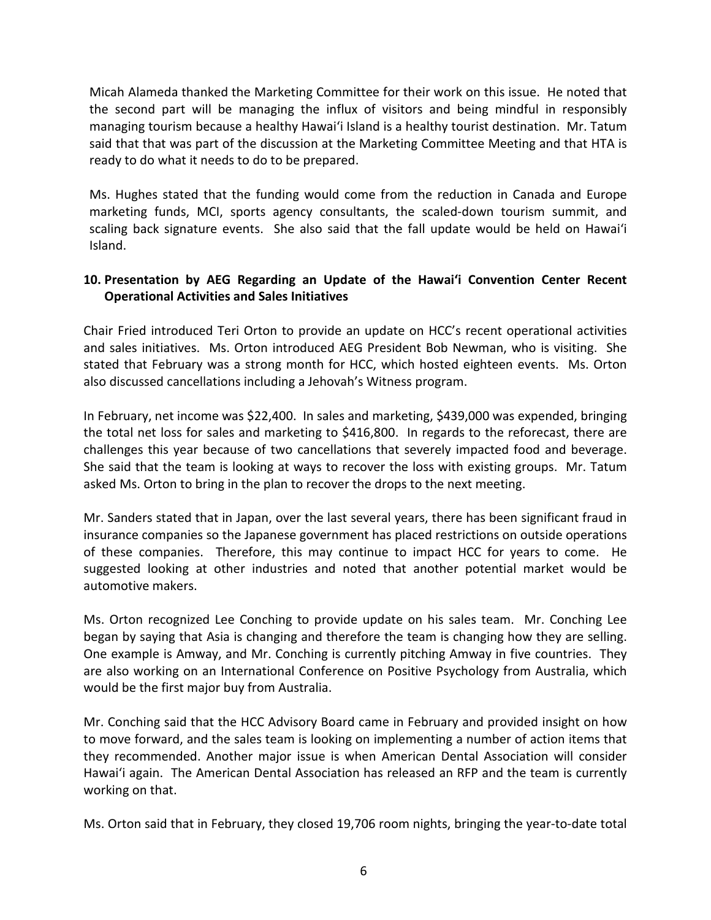Micah Alameda thanked the Marketing Committee for their work on this issue. He noted that the second part will be managing the influx of visitors and being mindful in responsibly managing tourism because a healthy Hawaiʻi Island is a healthy tourist destination. Mr. Tatum said that that was part of the discussion at the Marketing Committee Meeting and that HTA is ready to do what it needs to do to be prepared.

Ms. Hughes stated that the funding would come from the reduction in Canada and Europe marketing funds, MCI, sports agency consultants, the scaled-down tourism summit, and scaling back signature events. She also said that the fall update would be held on Hawaiʻi Island.

## 10. Presentation by AEG Regarding an Update of the Hawaiʻi Convention Center Recent Operational Activities and Sales Initiatives

Chair Fried introduced Teri Orton to provide an update on HCC's recent operational activities and sales initiatives. Ms. Orton introduced AEG President Bob Newman, who is visiting. She stated that February was a strong month for HCC, which hosted eighteen events. Ms. Orton also discussed cancellations including a Jehovah's Witness program.

In February, net income was $22,400. In sales and marketing, $439,000 was expended, bringing the total net loss for sales and marketing to $416,800. In regards to the reforecast, there are challenges this year because of two cancellations that severely impacted food and beverage. She said that the team is looking at ways to recover the loss with existing groups. Mr. Tatum asked Ms. Orton to bring in the plan to recover the drops to the next meeting.

Mr. Sanders stated that in Japan, over the last several years, there has been significant fraud in insurance companies so the Japanese government has placed restrictions on outside operations of these companies. Therefore, this may continue to impact HCC for years to come. He suggested looking at other industries and noted that another potential market would be automotive makers.

Ms. Orton recognized Lee Conching to provide update on his sales team. Mr. Conching Lee began by saying that Asia is changing and therefore the team is changing how they are selling. One example is Amway, and Mr. Conching is currently pitching Amway in five countries. They are also working on an International Conference on Positive Psychology from Australia, which would be the first major buy from Australia.

Mr. Conching said that the HCC Advisory Board came in February and provided insight on how to move forward, and the sales team is looking on implementing a number of action items that they recommended. Another major issue is when American Dental Association will consider Hawaiʻi again. The American Dental Association has released an RFP and the team is currently working on that.

Ms. Orton said that in February, they closed 19,706 room nights, bringing the year-to-date total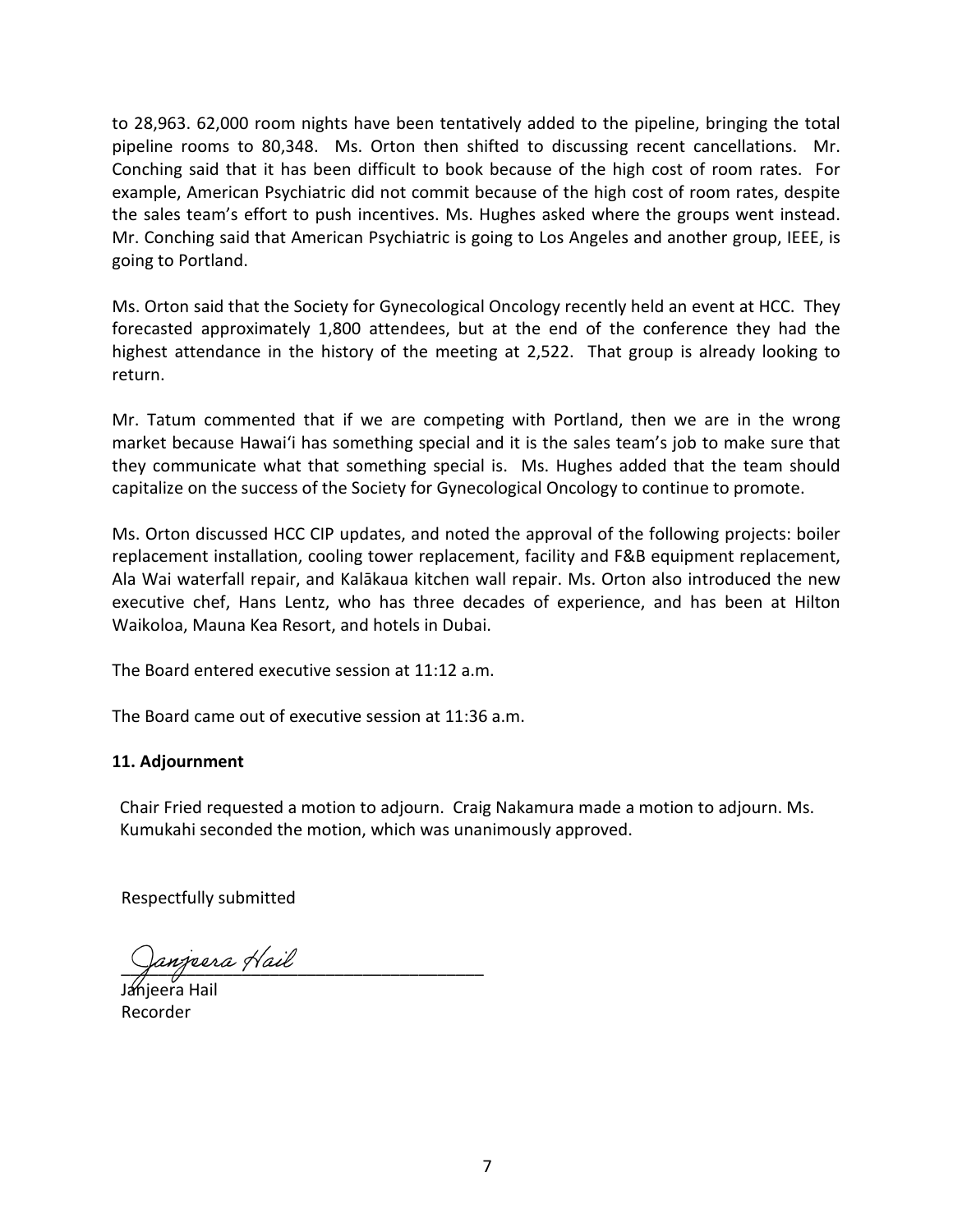to 28,963. 62,000 room nights have been tentatively added to the pipeline, bringing the total pipeline rooms to 80,348. Ms. Orton then shifted to discussing recent cancellations. Mr. Conching said that it has been difficult to book because of the high cost of room rates. For example, American Psychiatric did not commit because of the high cost of room rates, despite the sales team's effort to push incentives. Ms. Hughes asked where the groups went instead. Mr. Conching said that American Psychiatric is going to Los Angeles and another group, IEEE, is going to Portland.

Ms. Orton said that the Society for Gynecological Oncology recently held an event at HCC. They forecasted approximately 1,800 attendees, but at the end of the conference they had the highest attendance in the history of the meeting at 2,522. That group is already looking to return.

Mr. Tatum commented that if we are competing with Portland, then we are in the wrong market because Hawaiʻi has something special and it is the sales team's job to make sure that they communicate what that something special is. Ms. Hughes added that the team should capitalize on the success of the Society for Gynecological Oncology to continue to promote.

Ms. Orton discussed HCC CIP updates, and noted the approval of the following projects: boiler replacement installation, cooling tower replacement, facility and F&B equipment replacement, Ala Wai waterfall repair, and Kalākaua kitchen wall repair. Ms. Orton also introduced the new executive chef, Hans Lentz, who has three decades of experience, and has been at Hilton Waikoloa, Mauna Kea Resort, and hotels in Dubai.

The Board entered executive session at 11:12 a.m.

The Board came out of executive session at 11:36 a.m.

**11. Adjournment**

Chair Fried requested a motion to adjourn. Craig Nakamura made a motion to adjourn. Ms. Kumukahi seconded the motion, which was unanimously approved.

Respectfully submitted

Janjeera Hail
_____________________________________

Janjeera Hail
Recorder